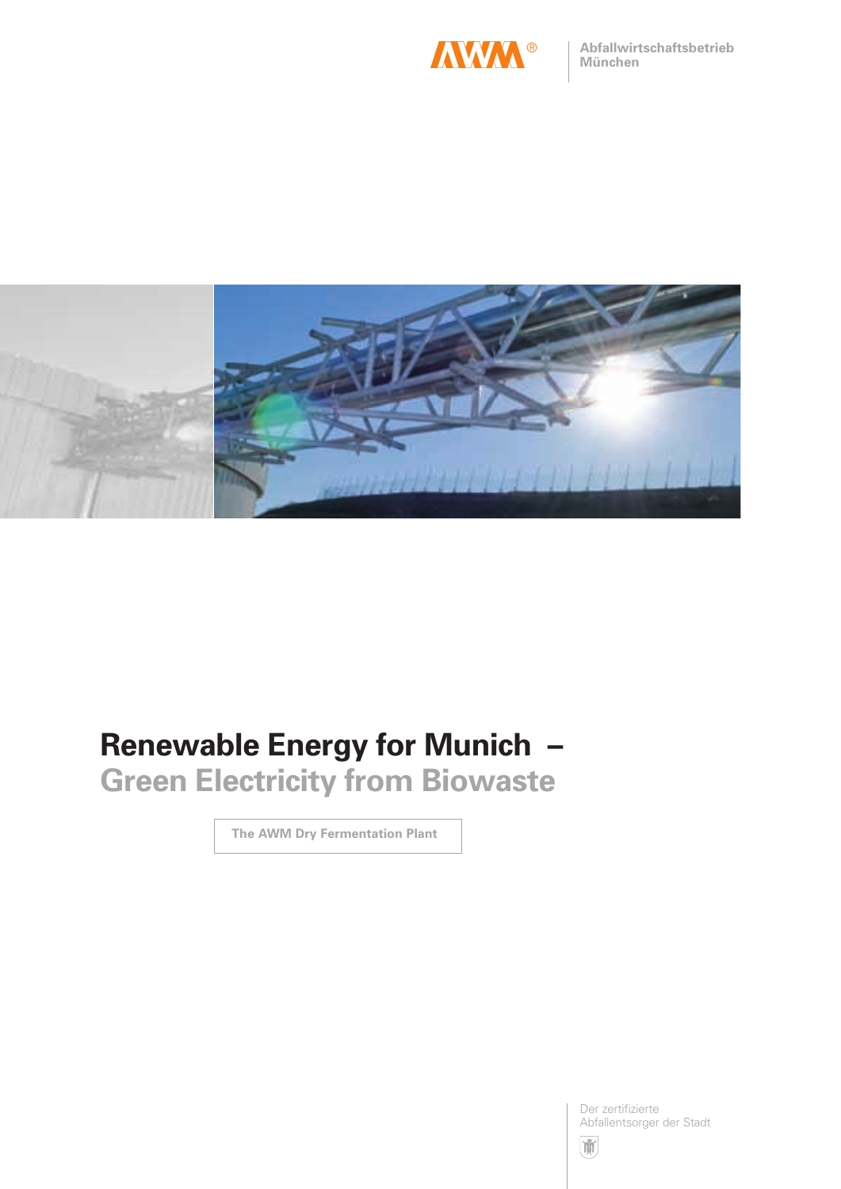AWM®

Abfallwirtschaftsbetrieb München

# Renewable Energy for Munich –
## Green Electricity from Biowaste

The AWM Dry Fermentation Plant

Der zertifizierte Abfallentsorger der Stadt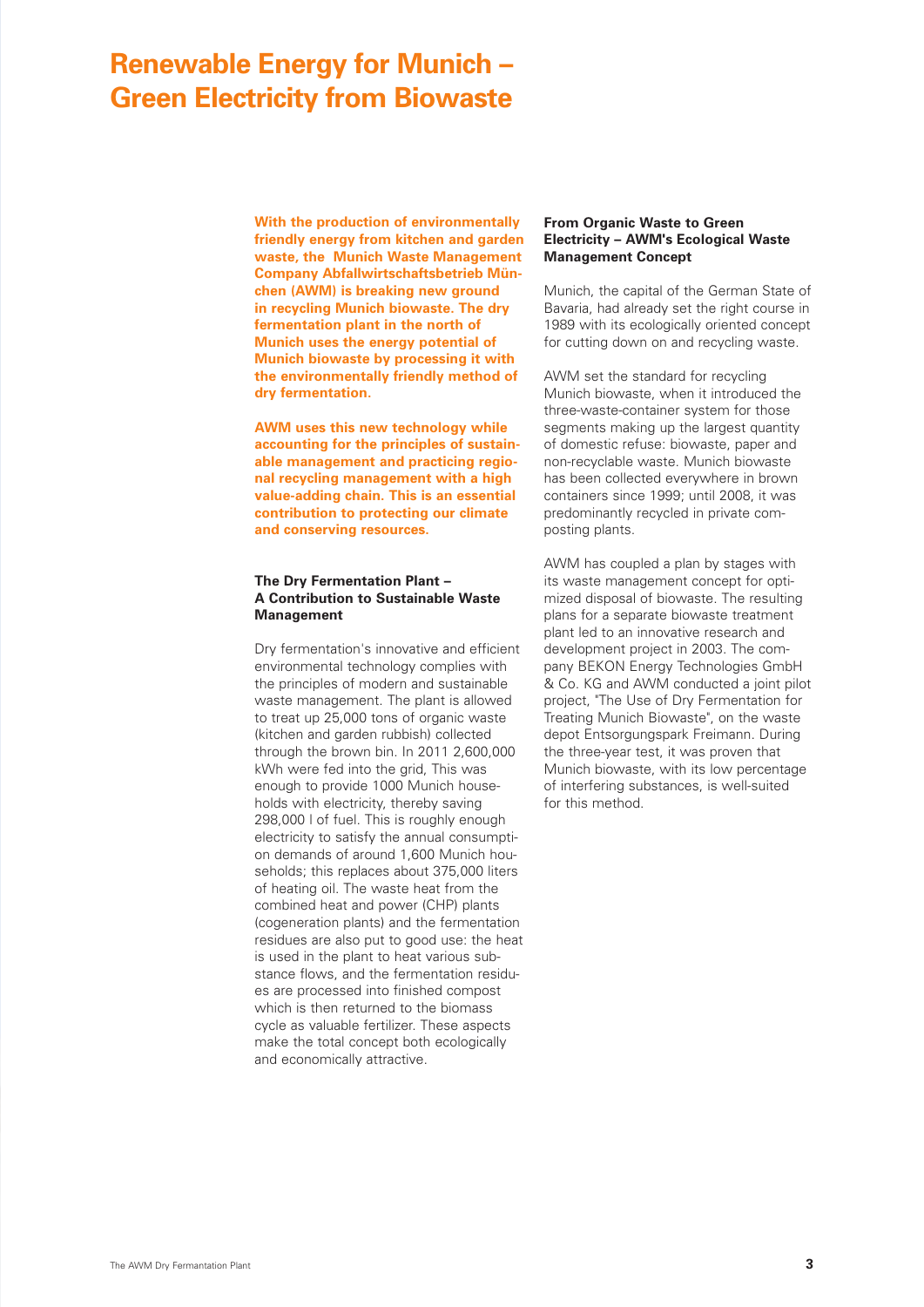# Renewable Energy for Munich – Green Electricity from Biowaste

**With the production of environmentally friendly energy from kitchen and garden waste, the Munich Waste Management Company Abfallwirtschaftsbetrieb München (AWM) is breaking new ground in recycling Munich biowaste. The dry fermentation plant in the north of Munich uses the energy potential of Munich biowaste by processing it with the environmentally friendly method of dry fermentation.**

**AWM uses this new technology while accounting for the principles of sustainable management and practicing regional recycling management with a high value-adding chain. This is an essential contribution to protecting our climate and conserving resources.**

## The Dry Fermentation Plant – A Contribution to Sustainable Waste Management

Dry fermentation's innovative and efficient environmental technology complies with the principles of modern and sustainable waste management. The plant is allowed to treat up 25,000 tons of organic waste (kitchen and garden rubbish) collected through the brown bin. In 2011 2,600,000 kWh were fed into the grid, This was enough to provide 1000 Munich households with electricity, thereby saving 298,000 l of fuel. This is roughly enough electricity to satisfy the annual consumption demands of around 1,600 Munich households; this replaces about 375,000 liters of heating oil. The waste heat from the combined heat and power (CHP) plants (cogeneration plants) and the fermentation residues are also put to good use: the heat is used in the plant to heat various substance flows, and the fermentation residues are processed into finished compost which is then returned to the biomass cycle as valuable fertilizer. These aspects make the total concept both ecologically and economically attractive.

## From Organic Waste to Green Electricity – AWM's Ecological Waste Management Concept

Munich, the capital of the German State of Bavaria, had already set the right course in 1989 with its ecologically oriented concept for cutting down on and recycling waste.

AWM set the standard for recycling Munich biowaste, when it introduced the three-waste-container system for those segments making up the largest quantity of domestic refuse: biowaste, paper and non-recyclable waste. Munich biowaste has been collected everywhere in brown containers since 1999; until 2008, it was predominantly recycled in private composting plants.

AWM has coupled a plan by stages with its waste management concept for optimized disposal of biowaste. The resulting plans for a separate biowaste treatment plant led to an innovative research and development project in 2003. The company BEKON Energy Technologies GmbH & Co. KG and AWM conducted a joint pilot project, "The Use of Dry Fermentation for Treating Munich Biowaste", on the waste depot Entsorgungspark Freimann. During the three-year test, it was proven that Munich biowaste, with its low percentage of interfering substances, is well-suited for this method.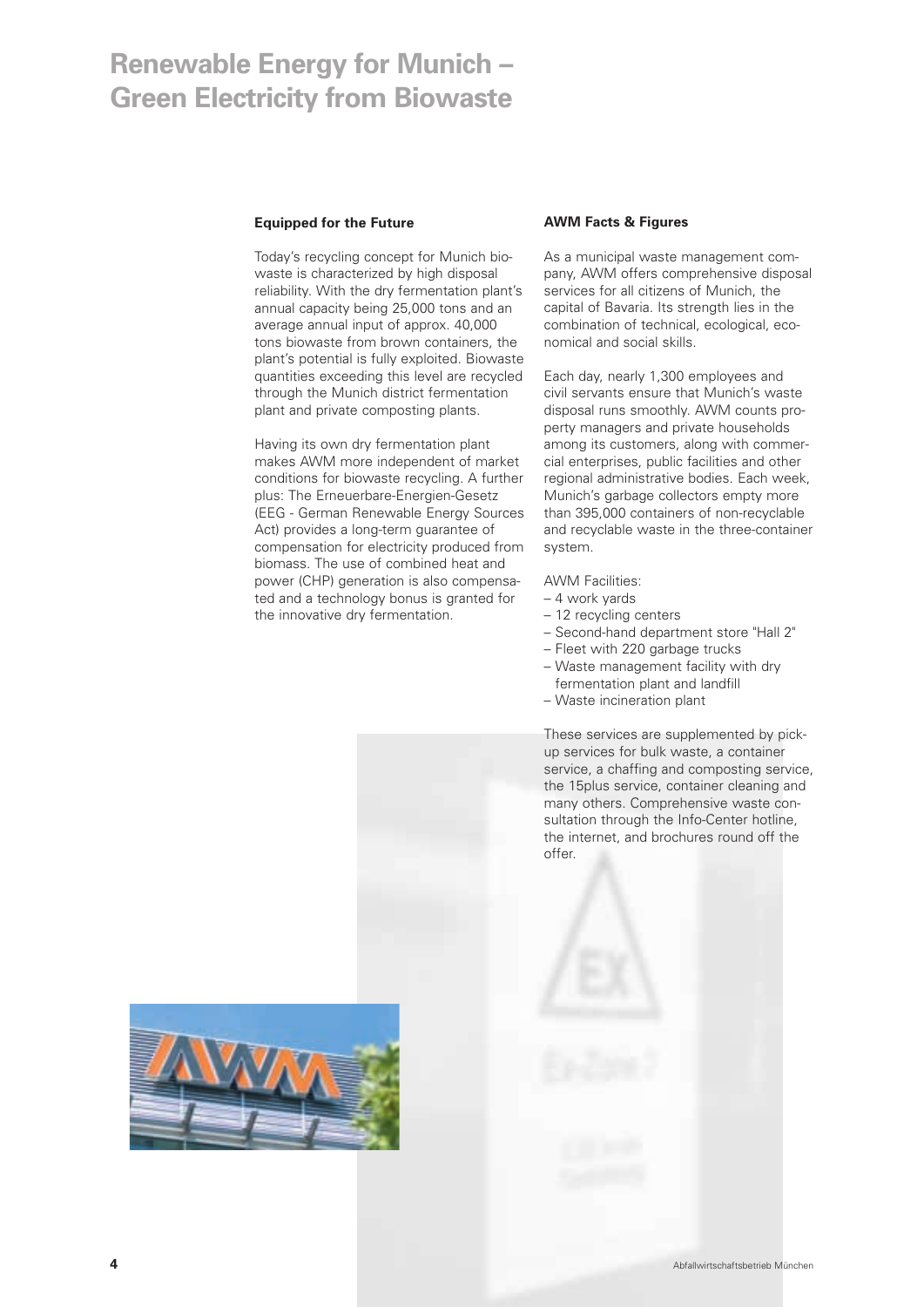# Renewable Energy for Munich – Green Electricity from Biowaste

### Equipped for the Future

Today's recycling concept for Munich biowaste is characterized by high disposal reliability. With the dry fermentation plant's annual capacity being 25,000 tons and an average annual input of approx. 40,000 tons biowaste from brown containers, the plant's potential is fully exploited. Biowaste quantities exceeding this level are recycled through the Munich district fermentation plant and private composting plants.

Having its own dry fermentation plant makes AWM more independent of market conditions for biowaste recycling. A further plus: The Erneuerbare-Energien-Gesetz (EEG - German Renewable Energy Sources Act) provides a long-term guarantee of compensation for electricity produced from biomass. The use of combined heat and power (CHP) generation is also compensated and a technology bonus is granted for the innovative dry fermentation.

### AWM Facts & Figures

As a municipal waste management company, AWM offers comprehensive disposal services for all citizens of Munich, the capital of Bavaria. Its strength lies in the combination of technical, ecological, economical and social skills.

Each day, nearly 1,300 employees and civil servants ensure that Munich's waste disposal runs smoothly. AWM counts property managers and private households among its customers, along with commercial enterprises, public facilities and other regional administrative bodies. Each week, Munich's garbage collectors empty more than 395,000 containers of non-recyclable and recyclable waste in the three-container system.

AWM Facilities:

- 4 work yards
- 12 recycling centers
- Second-hand department store "Hall 2"
- Fleet with 220 garbage trucks
- Waste management facility with dry fermentation plant and landfill
- Waste incineration plant

These services are supplemented by pick-up services for bulk waste, a container service, a chaffing and composting service, the 15plus service, container cleaning and many others. Comprehensive waste consultation through the Info-Center hotline, the internet, and brochures round off the offer.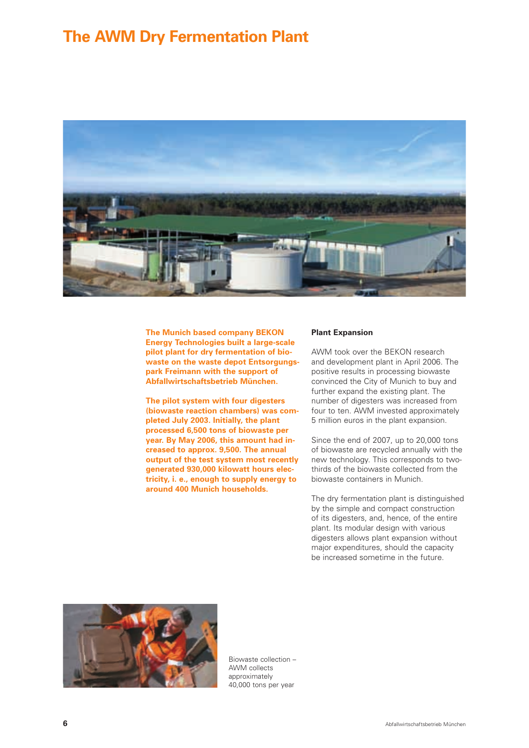# The AWM Dry Fermentation Plant

**The Munich based company BEKON Energy Technologies built a large-scale pilot plant for dry fermentation of biowaste on the waste depot Entsorgungspark Freimann with the support of Abfallwirtschaftsbetrieb München.**

**The pilot system with four digesters (biowaste reaction chambers) was completed July 2003. Initially, the plant processed 6,500 tons of biowaste per year. By May 2006, this amount had increased to approx. 9,500. The annual output of the test system most recently generated 930,000 kilowatt hours electricity, i. e., enough to supply energy to around 400 Munich households.**

### Plant Expansion

AWM took over the BEKON research and development plant in April 2006. The positive results in processing biowaste convinced the City of Munich to buy and further expand the existing plant. The number of digesters was increased from four to ten. AWM invested approximately 5 million euros in the plant expansion.

Since the end of 2007, up to 20,000 tons of biowaste are recycled annually with the new technology. This corresponds to two-thirds of the biowaste collected from the biowaste containers in Munich.

The dry fermentation plant is distinguished by the simple and compact construction of its digesters, and, hence, of the entire plant. Its modular design with various digesters allows plant expansion without major expenditures, should the capacity be increased sometime in the future.

Biowaste collection – AWM collects approximately 40,000 tons per year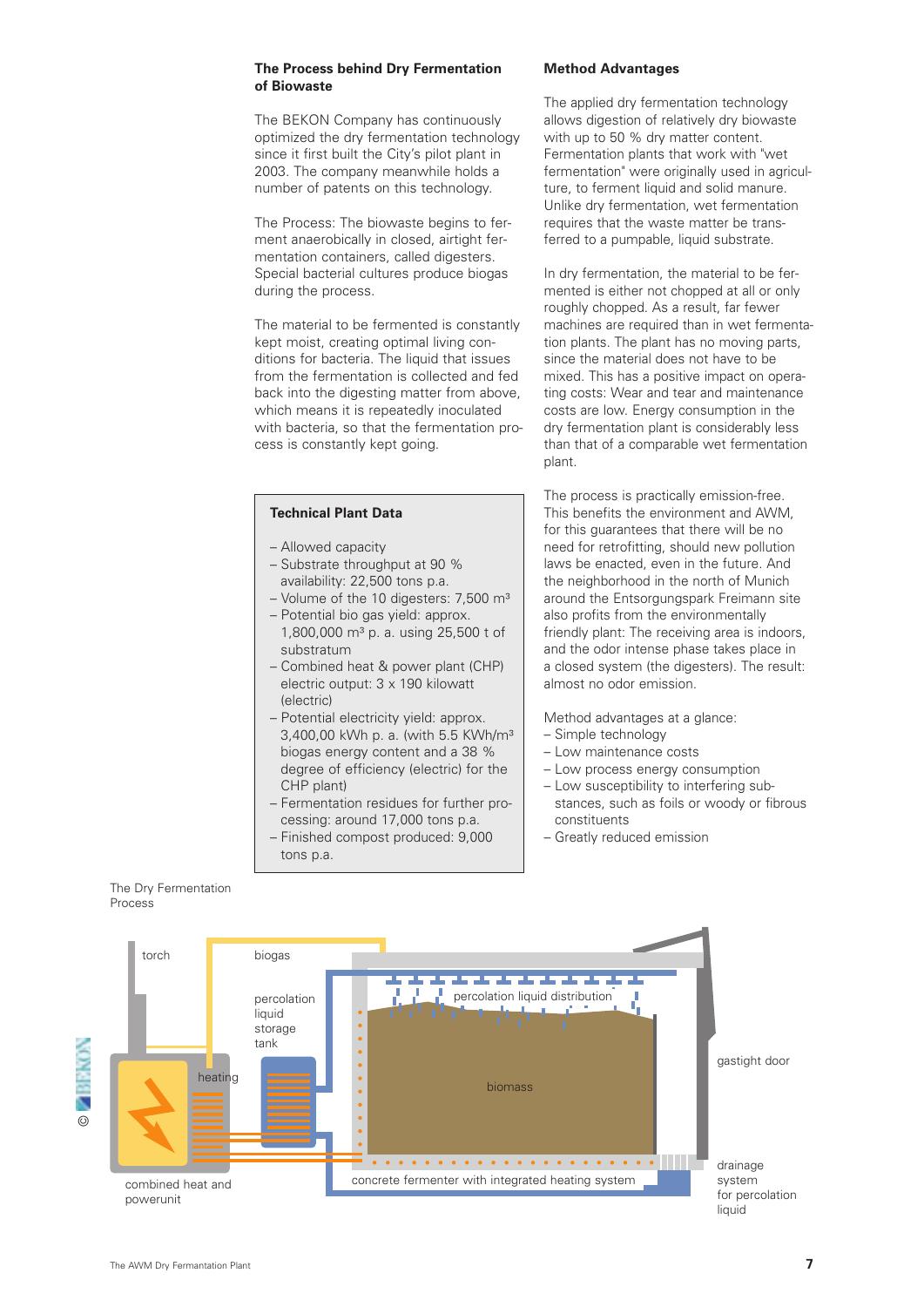## The Process behind Dry Fermentation of Biowaste

The BEKON Company has continuously optimized the dry fermentation technology since it first built the City's pilot plant in 2003. The company meanwhile holds a number of patents on this technology.

The Process: The biowaste begins to ferment anaerobically in closed, airtight fermentation containers, called digesters. Special bacterial cultures produce biogas during the process.

The material to be fermented is constantly kept moist, creating optimal living conditions for bacteria. The liquid that issues from the fermentation is collected and fed back into the digesting matter from above, which means it is repeatedly inoculated with bacteria, so that the fermentation process is constantly kept going.

### Technical Plant Data

- Allowed capacity
- Substrate throughput at 90 % availability: 22,500 tons p.a.
- Volume of the 10 digesters: 7,500 m³
- Potential bio gas yield: approx. 1,800,000 m³ p. a. using 25,500 t of substratum
- Combined heat & power plant (CHP) electric output: 3 x 190 kilowatt (electric)
- Potential electricity yield: approx. 3,400,00 kWh p. a. (with 5.5 KWh/m³ biogas energy content and a 38 % degree of efficiency (electric) for the CHP plant)
- Fermentation residues for further processing: around 17,000 tons p.a.
- Finished compost produced: 9,000 tons p.a.

## Method Advantages

The applied dry fermentation technology allows digestion of relatively dry biowaste with up to 50 % dry matter content. Fermentation plants that work with "wet fermentation" were originally used in agriculture, to ferment liquid and solid manure. Unlike dry fermentation, wet fermentation requires that the waste matter be transferred to a pumpable, liquid substrate.

In dry fermentation, the material to be fermented is either not chopped at all or only roughly chopped. As a result, far fewer machines are required than in wet fermentation plants. The plant has no moving parts, since the material does not have to be mixed. This has a positive impact on operating costs: Wear and tear and maintenance costs are low. Energy consumption in the dry fermentation plant is considerably less than that of a comparable wet fermentation plant.

The process is practically emission-free. This benefits the environment and AWM, for this guarantees that there will be no need for retrofitting, should new pollution laws be enacted, even in the future. And the neighborhood in the north of Munich around the Entsorgungspark Freimann site also profits from the environmentally friendly plant: The receiving area is indoors, and the odor intense phase takes place in a closed system (the digesters). The result: almost no odor emission.

Method advantages at a glance:

- Simple technology
- Low maintenance costs
- Low process energy consumption
- Low susceptibility to interfering substances, such as foils or woody or fibrous constituents
- Greatly reduced emission

The Dry Fermentation Process

torch · biogas · percolation liquid storage tank · heating · percolation liquid distribution · biomass · gastight door · combined heat and powerunit · concrete fermenter with integrated heating system · drainage system for percolation liquid

© BEKON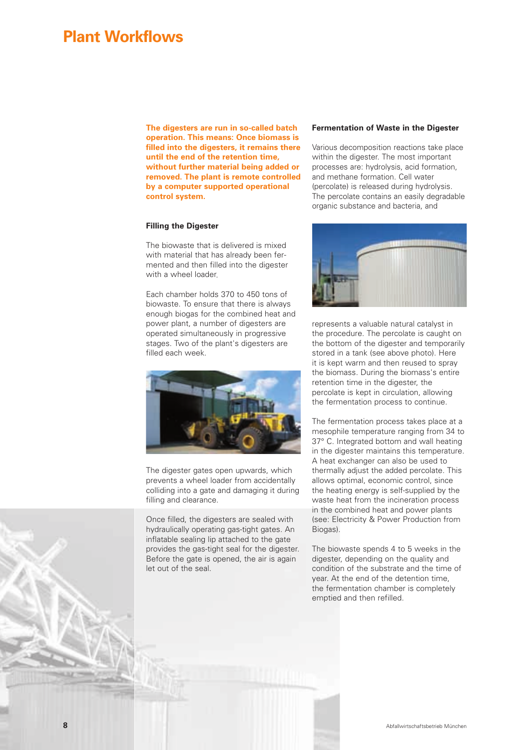# Plant Workflows

**The digesters are run in so-called batch operation. This means: Once biomass is filled into the digesters, it remains there until the end of the retention time, without further material being added or removed. The plant is remote controlled by a computer supported operational control system.**

### Filling the Digester

The biowaste that is delivered is mixed with material that has already been fermented and then filled into the digester with a wheel loader.

Each chamber holds 370 to 450 tons of biowaste. To ensure that there is always enough biogas for the combined heat and power plant, a number of digesters are operated simultaneously in progressive stages. Two of the plant's digesters are filled each week.

The digester gates open upwards, which prevents a wheel loader from accidentally colliding into a gate and damaging it during filling and clearance.

Once filled, the digesters are sealed with hydraulically operating gas-tight gates. An inflatable sealing lip attached to the gate provides the gas-tight seal for the digester. Before the gate is opened, the air is again let out of the seal.

### Fermentation of Waste in the Digester

Various decomposition reactions take place within the digester. The most important processes are: hydrolysis, acid formation, and methane formation. Cell water (percolate) is released during hydrolysis. The percolate contains an easily degradable organic substance and bacteria, and represents a valuable natural catalyst in the procedure. The percolate is caught on the bottom of the digester and temporarily stored in a tank (see above photo). Here it is kept warm and then reused to spray the biomass. During the biomass's entire retention time in the digester, the percolate is kept in circulation, allowing the fermentation process to continue.

The fermentation process takes place at a mesophile temperature ranging from 34 to 37° C. Integrated bottom and wall heating in the digester maintains this temperature. A heat exchanger can also be used to thermally adjust the added percolate. This allows optimal, economic control, since the heating energy is self-supplied by the waste heat from the incineration process in the combined heat and power plants (see: Electricity & Power Production from Biogas).

The biowaste spends 4 to 5 weeks in the digester, depending on the quality and condition of the substrate and the time of year. At the end of the detention time, the fermentation chamber is completely emptied and then refilled.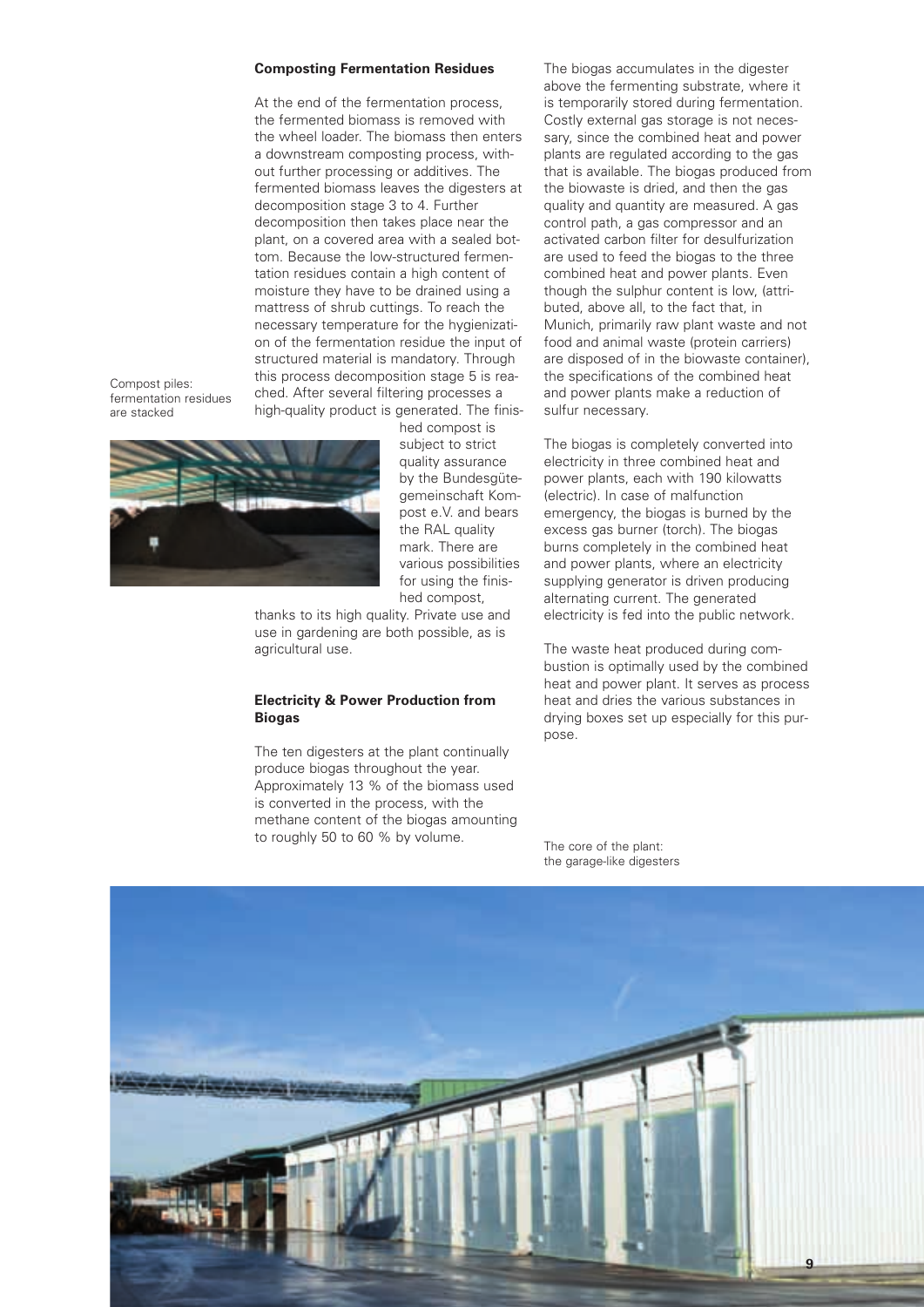## Composting Fermentation Residues

At the end of the fermentation process, the fermented biomass is removed with the wheel loader. The biomass then enters a downstream composting process, without further processing or additives. The fermented biomass leaves the digesters at decomposition stage 3 to 4. Further decomposition then takes place near the plant, on a covered area with a sealed bottom. Because the low-structured fermentation residues contain a high content of moisture they have to be drained using a mattress of shrub cuttings. To reach the necessary temperature for the hygienization of the fermentation residue the input of structured material is mandatory. Through this process decomposition stage 5 is reached. After several filtering processes a high-quality product is generated. The finished compost is subject to strict quality assurance by the Bundesgütegemeinschaft Kompost e.V. and bears the RAL quality mark. There are various possibilities for using the finished compost, thanks to its high quality. Private use and use in gardening are both possible, as is agricultural use.

Compost piles: fermentation residues are stacked

## Electricity & Power Production from Biogas

The ten digesters at the plant continually produce biogas throughout the year. Approximately 13 % of the biomass used is converted in the process, with the methane content of the biogas amounting to roughly 50 to 60 % by volume.

The biogas accumulates in the digester above the fermenting substrate, where it is temporarily stored during fermentation. Costly external gas storage is not necessary, since the combined heat and power plants are regulated according to the gas that is available. The biogas produced from the biowaste is dried, and then the gas quality and quantity are measured. A gas control path, a gas compressor and an activated carbon filter for desulfurization are used to feed the biogas to the three combined heat and power plants. Even though the sulphur content is low, (attributed, above all, to the fact that, in Munich, primarily raw plant waste and not food and animal waste (protein carriers) are disposed of in the biowaste container), the specifications of the combined heat and power plants make a reduction of sulfur necessary.

The biogas is completely converted into electricity in three combined heat and power plants, each with 190 kilowatts (electric). In case of malfunction emergency, the biogas is burned by the excess gas burner (torch). The biogas burns completely in the combined heat and power plants, where an electricity supplying generator is driven producing alternating current. The generated electricity is fed into the public network.

The waste heat produced during combustion is optimally used by the combined heat and power plant. It serves as process heat and dries the various substances in drying boxes set up especially for this purpose.

The core of the plant: the garage-like digesters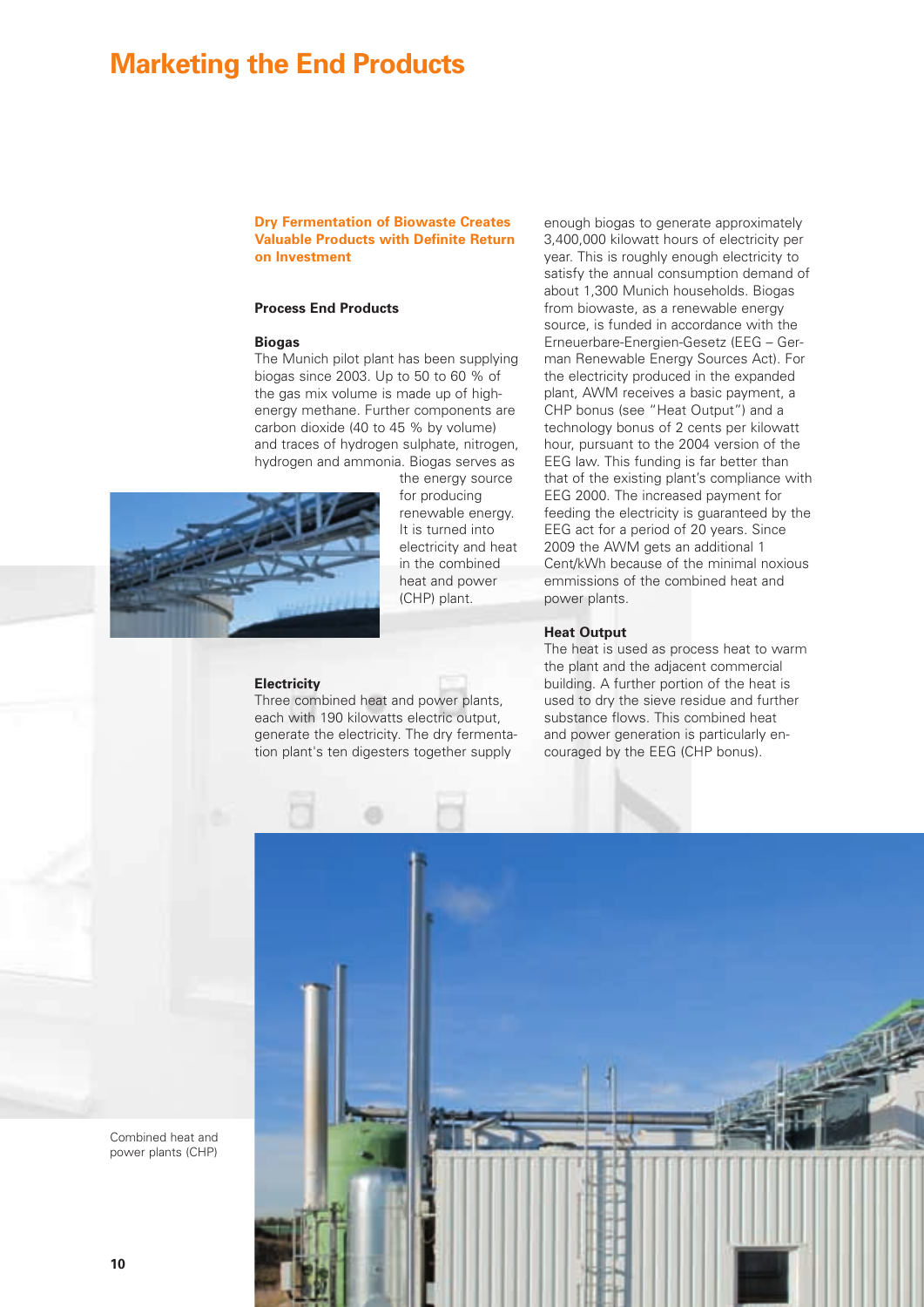# Marketing the End Products

## Dry Fermentation of Biowaste Creates Valuable Products with Definite Return on Investment

### Process End Products

**Biogas**

The Munich pilot plant has been supplying biogas since 2003. Up to 50 to 60 % of the gas mix volume is made up of high-energy methane. Further components are carbon dioxide (40 to 45 % by volume) and traces of hydrogen sulphate, nitrogen, hydrogen and ammonia. Biogas serves as the energy source for producing renewable energy. It is turned into electricity and heat in the combined heat and power (CHP) plant.

**Electricity**

Three combined heat and power plants, each with 190 kilowatts electric output, generate the electricity. The dry fermentation plant's ten digesters together supply enough biogas to generate approximately 3,400,000 kilowatt hours of electricity per year. This is roughly enough electricity to satisfy the annual consumption demand of about 1,300 Munich households. Biogas from biowaste, as a renewable energy source, is funded in accordance with the Erneuerbare-Energien-Gesetz (EEG – German Renewable Energy Sources Act). For the electricity produced in the expanded plant, AWM receives a basic payment, a CHP bonus (see "Heat Output") and a technology bonus of 2 cents per kilowatt hour, pursuant to the 2004 version of the EEG law. This funding is far better than that of the existing plant's compliance with EEG 2000. The increased payment for feeding the electricity is guaranteed by the EEG act for a period of 20 years. Since 2009 the AWM gets an additional 1 Cent/kWh because of the minimal noxious emmissions of the combined heat and power plants.

**Heat Output**

The heat is used as process heat to warm the plant and the adjacent commercial building. A further portion of the heat is used to dry the sieve residue and further substance flows. This combined heat and power generation is particularly encouraged by the EEG (CHP bonus).

Combined heat and power plants (CHP)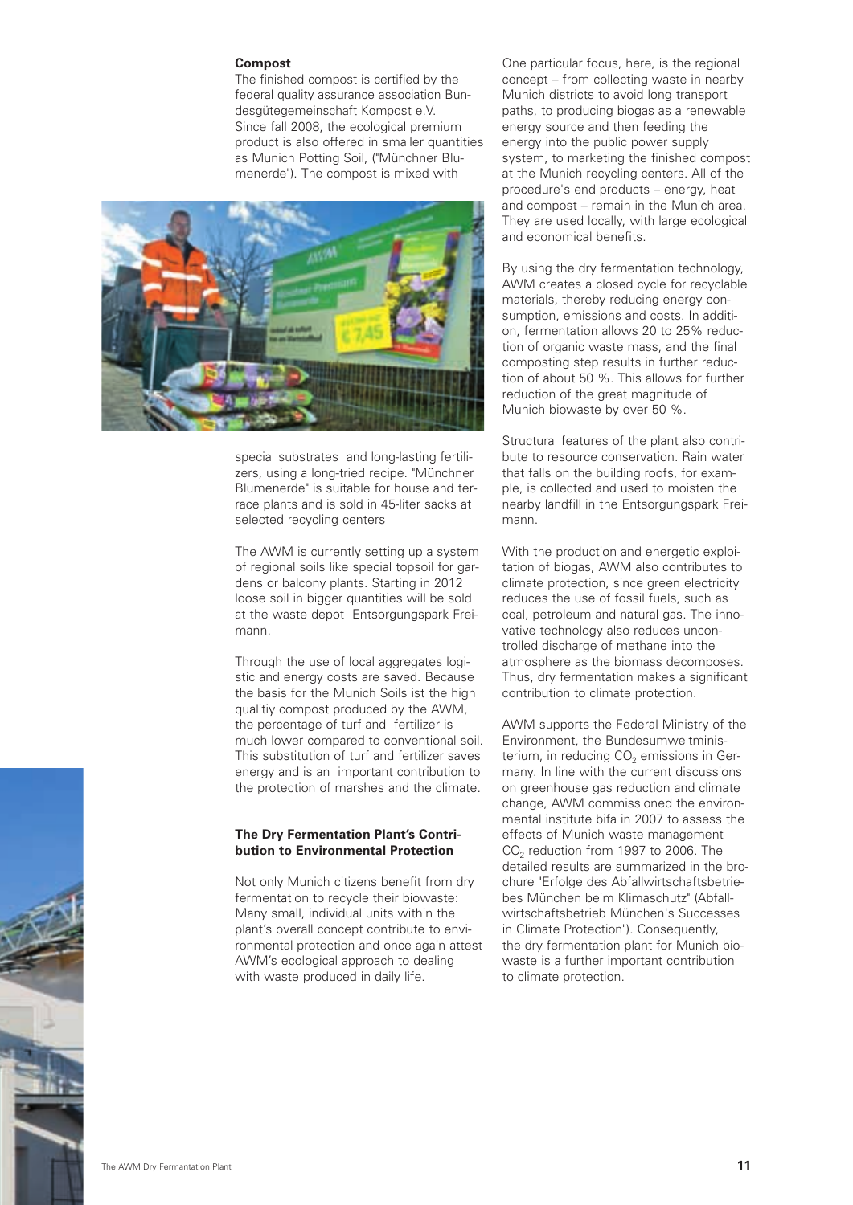**Compost**

The finished compost is certified by the federal quality assurance association Bundesgütegemeinschaft Kompost e.V. Since fall 2008, the ecological premium product is also offered in smaller quantities as Munich Potting Soil, ("Münchner Blumenerde"). The compost is mixed with special substrates and long-lasting fertilizers, using a long-tried recipe. "Münchner Blumenerde" is suitable for house and terrace plants and is sold in 45-liter sacks at selected recycling centers

The AWM is currently setting up a system of regional soils like special topsoil for gardens or balcony plants. Starting in 2012 loose soil in bigger quantities will be sold at the waste depot Entsorgungspark Freimann.

Through the use of local aggregates logistic and energy costs are saved. Because the basis for the Munich Soils ist the high qualitiy compost produced by the AWM, the percentage of turf and fertilizer is much lower compared to conventional soil. This substitution of turf and fertilizer saves energy and is an important contribution to the protection of marshes and the climate.

**The Dry Fermentation Plant's Contribution to Environmental Protection**

Not only Munich citizens benefit from dry fermentation to recycle their biowaste: Many small, individual units within the plant's overall concept contribute to environmental protection and once again attest AWM's ecological approach to dealing with waste produced in daily life.

One particular focus, here, is the regional concept – from collecting waste in nearby Munich districts to avoid long transport paths, to producing biogas as a renewable energy source and then feeding the energy into the public power supply system, to marketing the finished compost at the Munich recycling centers. All of the procedure's end products – energy, heat and compost – remain in the Munich area. They are used locally, with large ecological and economical benefits.

By using the dry fermentation technology, AWM creates a closed cycle for recyclable materials, thereby reducing energy consumption, emissions and costs. In addition, fermentation allows 20 to 25% reduction of organic waste mass, and the final composting step results in further reduction of about 50 %. This allows for further reduction of the great magnitude of Munich biowaste by over 50 %.

Structural features of the plant also contribute to resource conservation. Rain water that falls on the building roofs, for example, is collected and used to moisten the nearby landfill in the Entsorgungspark Freimann.

With the production and energetic exploitation of biogas, AWM also contributes to climate protection, since green electricity reduces the use of fossil fuels, such as coal, petroleum and natural gas. The innovative technology also reduces uncontrolled discharge of methane into the atmosphere as the biomass decomposes. Thus, dry fermentation makes a significant contribution to climate protection.

AWM supports the Federal Ministry of the Environment, the Bundesumweltministerium, in reducing $CO_2$ emissions in Germany. In line with the current discussions on greenhouse gas reduction and climate change, AWM commissioned the environmental institute bifa in 2007 to assess the effects of Munich waste management $CO_2$ reduction from 1997 to 2006. The detailed results are summarized in the brochure "Erfolge des Abfallwirtschaftsbetriebes München beim Klimaschutz" (Abfallwirtschaftsbetrieb München's Successes in Climate Protection"). Consequently, the dry fermentation plant for Munich biowaste is a further important contribution to climate protection.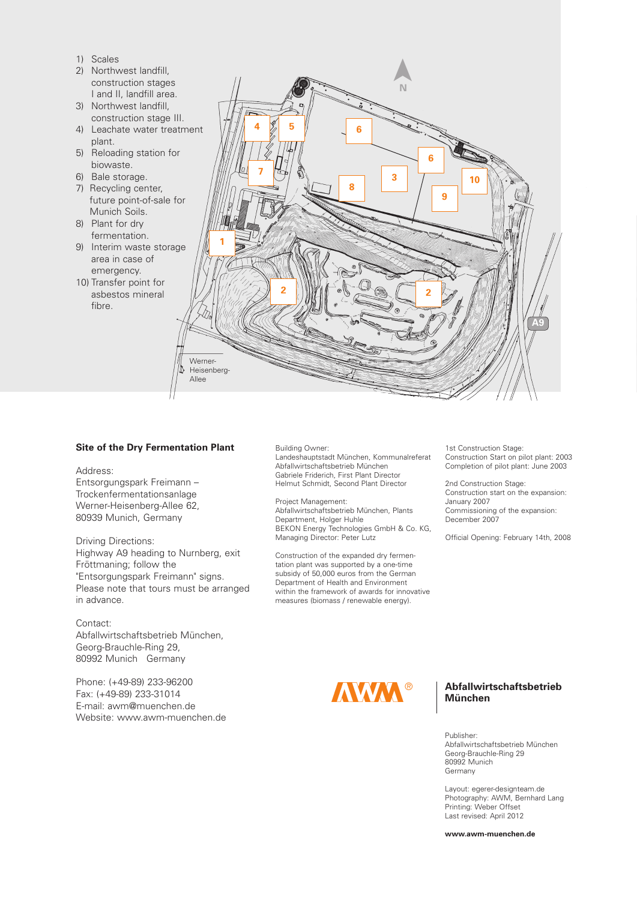1) Scales
2) Northwest landfill, construction stages I and II, landfill area.
3) Northwest landfill, construction stage III.
4) Leachate water treatment plant.
5) Reloading station for biowaste.
6) Bale storage.
7) Recycling center, future point-of-sale for Munich Soils.
8) Plant for dry fermentation.
9) Interim waste storage area in case of emergency.
10) Transfer point for asbestos mineral fibre.

N

1
2
2
3
4
5
6
6
7
8
9
10
A9

Werner-Heisenberg-Allee

**Site of the Dry Fermentation Plant**

Address:
Entsorgungspark Freimann – Trockenfermentationsanlage
Werner-Heisenberg-Allee 62,
80939 Munich, Germany

Driving Directions:
Highway A9 heading to Nurnberg, exit Fröttmaning; follow the "Entsorgungspark Freimann" signs.
Please note that tours must be arranged in advance.

Contact:
Abfallwirtschaftsbetrieb München,
Georg-Brauchle-Ring 29,
80992 Munich Germany

Phone: (+49-89) 233-96200
Fax: (+49-89) 233-31014
E-mail: awm@muenchen.de
Website: www.awm-muenchen.de

Building Owner:
Landeshauptstadt München, Kommunalreferat
Abfallwirtschaftsbetrieb München
Gabriele Friderich, First Plant Director
Helmut Schmidt, Second Plant Director

Project Management:
Abfallwirtschaftsbetrieb München, Plants Department, Holger Huhle
BEKON Energy Technologies GmbH & Co. KG, Managing Director: Peter Lutz

Construction of the expanded dry fermentation plant was supported by a one-time subsidy of 50,000 euros from the German Department of Health and Environment within the framework of awards for innovative measures (biomass / renewable energy).

1st Construction Stage:
Construction Start on pilot plant: 2003
Completion of pilot plant: June 2003

2nd Construction Stage:
Construction start on the expansion: January 2007
Commissioning of the expansion: December 2007

Official Opening: February 14th, 2008

AWM®

**Abfallwirtschaftsbetrieb München**

Publisher:
Abfallwirtschaftsbetrieb München
Georg-Brauchle-Ring 29
80992 Munich
Germany

Layout: egerer-designteam.de
Photography: AWM, Bernhard Lang
Printing: Weber Offset
Last revised: April 2012

**www.awm-muenchen.de**